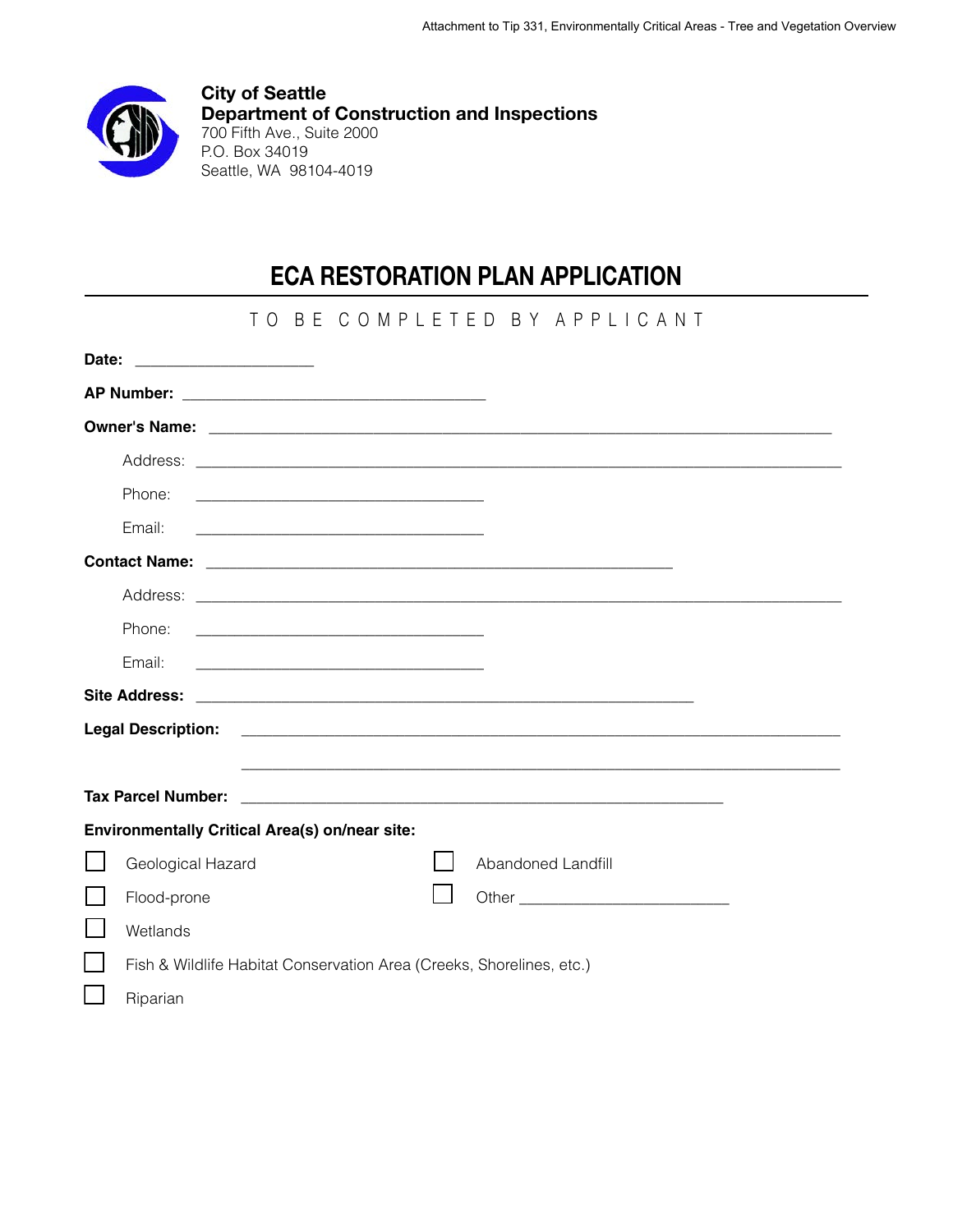City of Seattle
**Department of Construction and Inspections**
700 Fifth Ave., Suite 2000
P.O. Box 34019
Seattle, WA 98104-4019

# ECA RESTORATION PLAN APPLICATION

TO BE COMPLETED BY APPLICANT

**Date:** ____________________

**AP Number:** __________________________________

**Owner's Name:** ______________________________________________________________________

Address: ________________________________________________________________________

Phone: ________________________________

Email: ________________________________

**Contact Name:** ____________________________________________________

Address: ________________________________________________________________________

Phone: ________________________________

Email: ________________________________

**Site Address:** ________________________________________________________

**Legal Description:** ___________________________________________________________________

___________________________________________________________________

**Tax Parcel Number:** ______________________________________________________

**Environmentally Critical Area(s) on/near site:**

- ☐ Geological Hazard
- ☐ Abandoned Landfill
- ☐ Flood-prone
- ☐ Other ________________________
- ☐ Wetlands
- ☐ Fish & Wildlife Habitat Conservation Area (Creeks, Shorelines, etc.)
- ☐ Riparian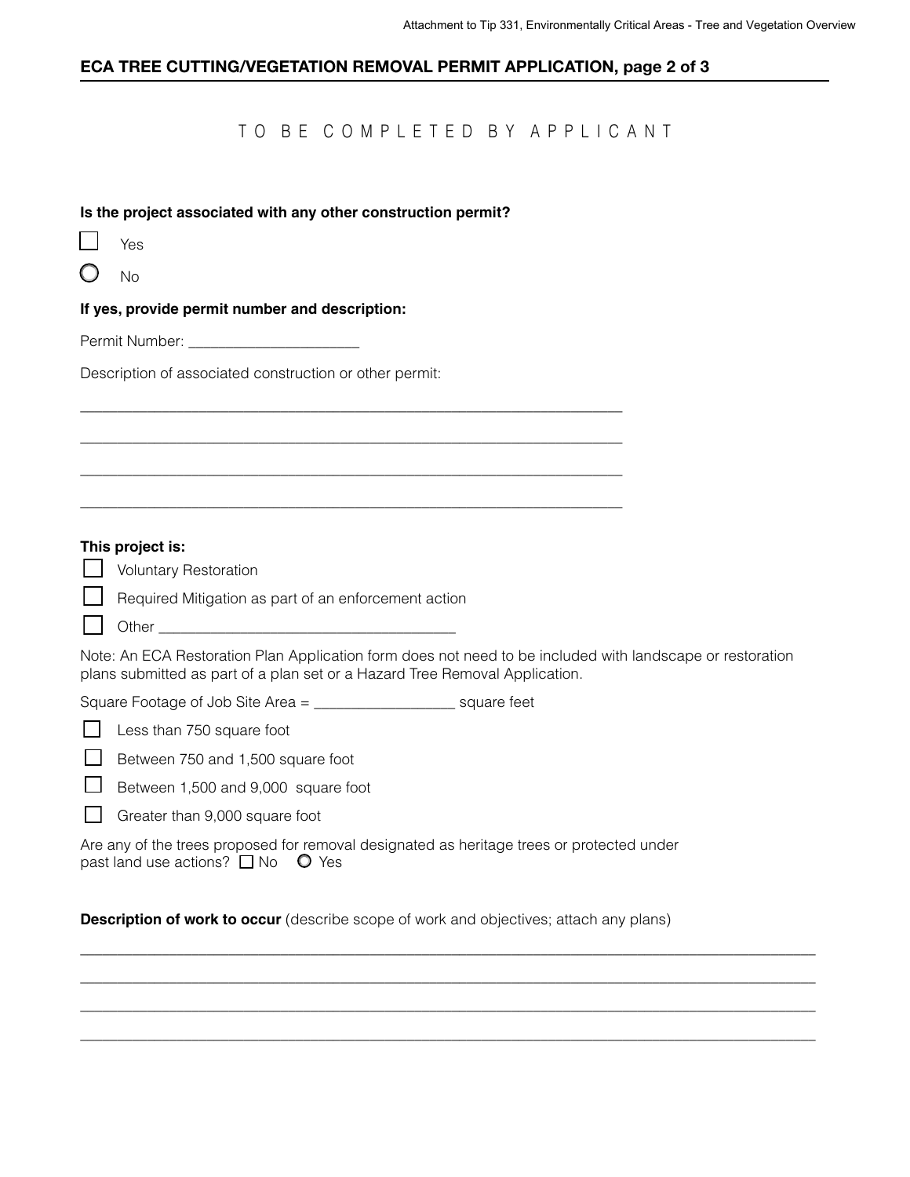## ECA TREE CUTTING/VEGETATION REMOVAL PERMIT APPLICATION, page 2 of 3

### TO BE COMPLETED BY APPLICANT

**Is the project associated with any other construction permit?**

☐ Yes

○ No

**If yes, provide permit number and description:**

Permit Number: ____________________

Description of associated construction or other permit:

________________________________________________________________

________________________________________________________________

________________________________________________________________

________________________________________________________________

**This project is:**

☐ Voluntary Restoration

☐ Required Mitigation as part of an enforcement action

☐ Other ___________________________________

Note: An ECA Restoration Plan Application form does not need to be included with landscape or restoration plans submitted as part of a plan set or a Hazard Tree Removal Application.

Square Footage of Job Site Area = ________________ square feet

☐ Less than 750 square foot

☐ Between 750 and 1,500 square foot

☐ Between 1,500 and 9,000 square foot

☐ Greater than 9,000 square foot

Are any of the trees proposed for removal designated as heritage trees or protected under past land use actions? ☐ No ○ Yes

**Description of work to occur** (describe scope of work and objectives; attach any plans)

______________________________________________________________________________

______________________________________________________________________________

______________________________________________________________________________

______________________________________________________________________________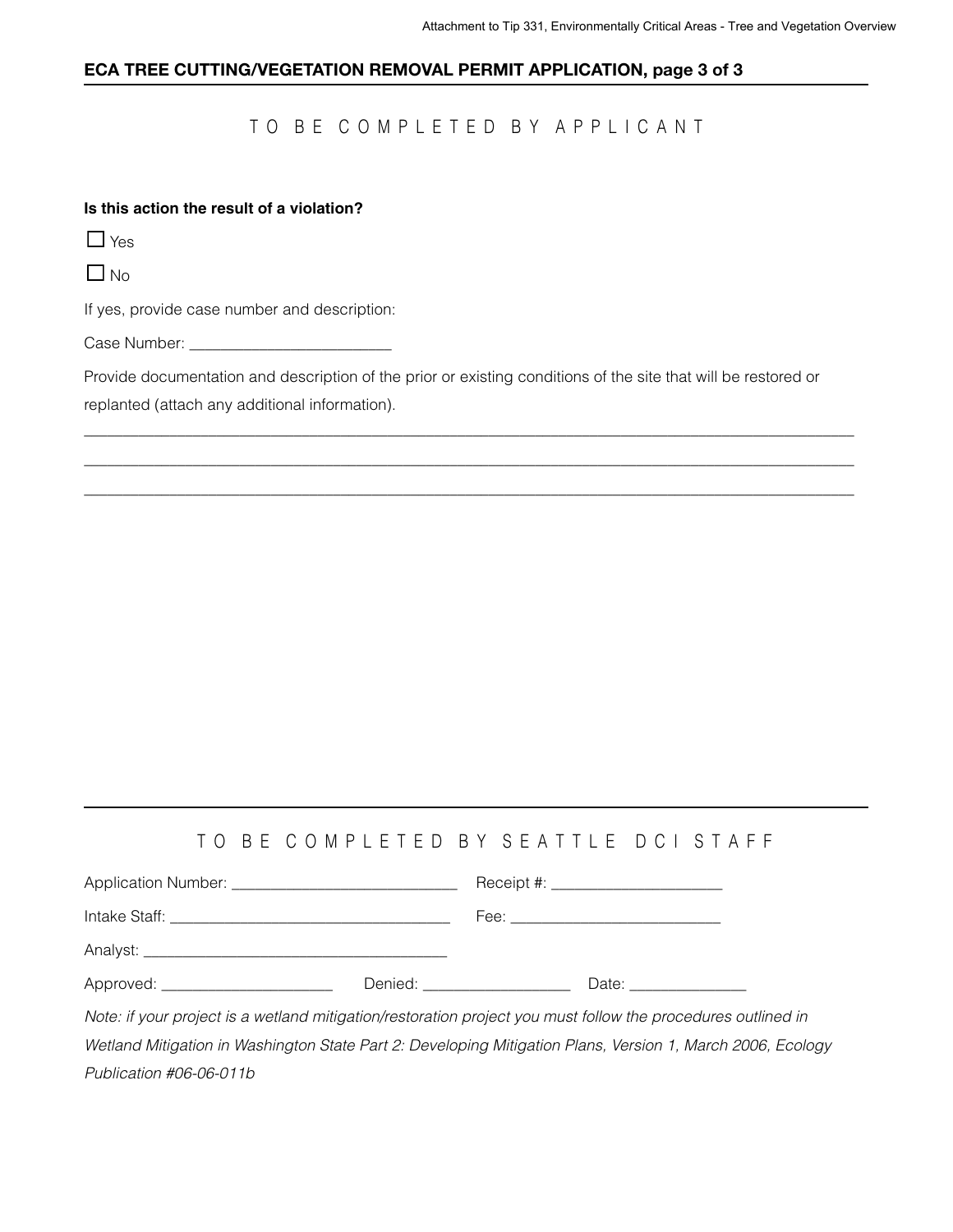## ECA TREE CUTTING/VEGETATION REMOVAL PERMIT APPLICATION, page 3 of 3

### TO BE COMPLETED BY APPLICANT

**Is this action the result of a violation?**

☐ Yes

☐ No

If yes, provide case number and description:

Case Number: ______________________

Provide documentation and description of the prior or existing conditions of the site that will be restored or replanted (attach any additional information).

______________________________________________________________________________

______________________________________________________________________________

______________________________________________________________________________

### TO BE COMPLETED BY SEATTLE DCI STAFF

Application Number: ________________________ Receipt #: ____________________

Intake Staff: ______________________________ Fee: ________________________

Analyst: __________________________________

Approved: ____________________ Denied: _________________ Date: ______________

*Note: if your project is a wetland mitigation/restoration project you must follow the procedures outlined in Wetland Mitigation in Washington State Part 2: Developing Mitigation Plans, Version 1, March 2006, Ecology Publication #06-06-011b*